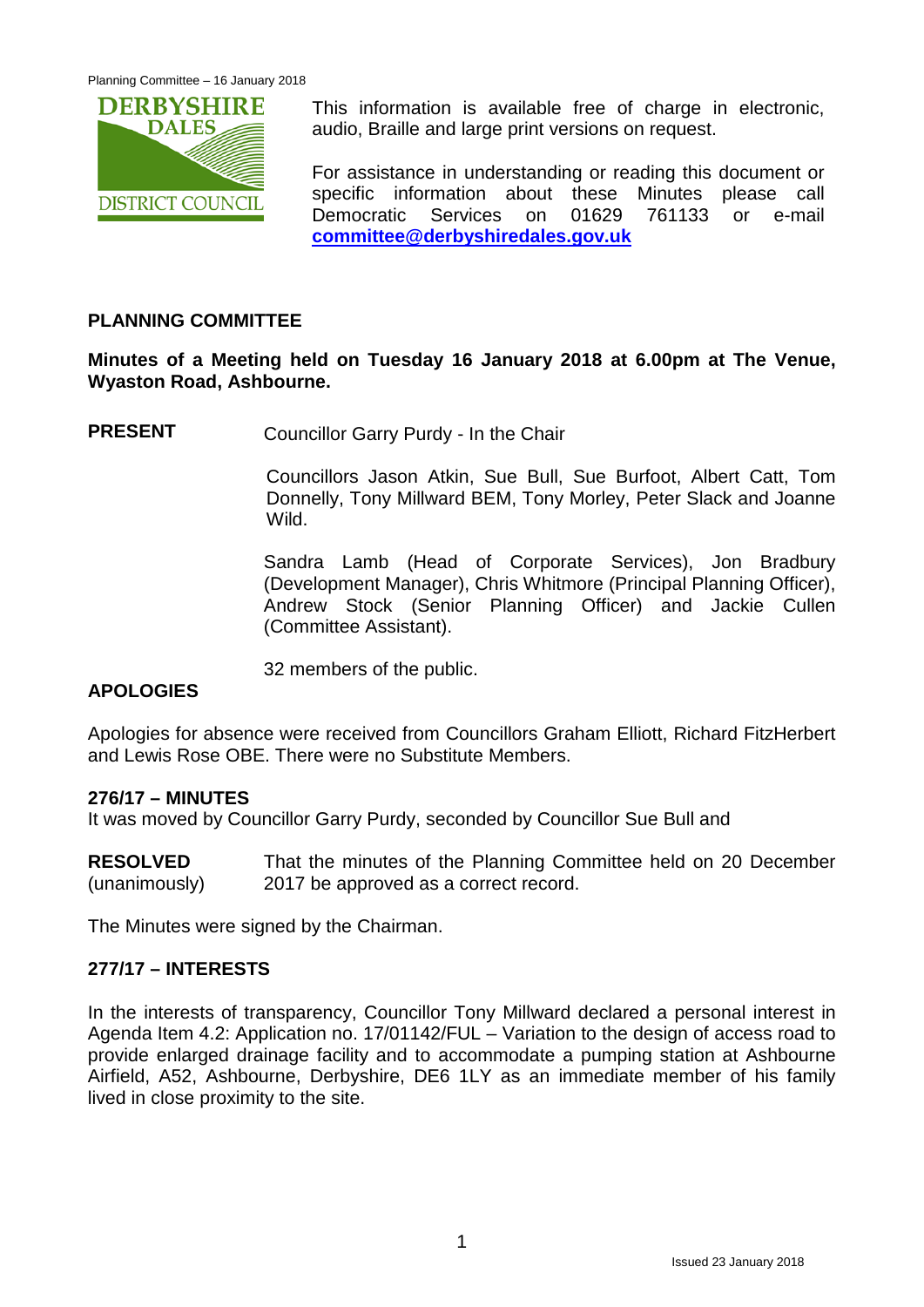This information is available free of charge in electronic, audio, Braille and large print versions on request.

For assistance in understanding or reading this document or specific information about these Minutes please call Democratic Services on 01629 761133 or e-mail **committee@derbyshiredales.gov.uk**

## PLANNING COMMITTEE

**Minutes of a Meeting held on Tuesday 16 January 2018 at 6.00pm at The Venue, Wyaston Road, Ashbourne.**

**PRESENT** Councillor Garry Purdy - In the Chair

Councillors Jason Atkin, Sue Bull, Sue Burfoot, Albert Catt, Tom Donnelly, Tony Millward BEM, Tony Morley, Peter Slack and Joanne Wild.

Sandra Lamb (Head of Corporate Services), Jon Bradbury (Development Manager), Chris Whitmore (Principal Planning Officer), Andrew Stock (Senior Planning Officer) and Jackie Cullen (Committee Assistant).

32 members of the public.

### APOLOGIES

Apologies for absence were received from Councillors Graham Elliott, Richard FitzHerbert and Lewis Rose OBE. There were no Substitute Members.

### 276/17 – MINUTES

It was moved by Councillor Garry Purdy, seconded by Councillor Sue Bull and

**RESOLVED** (unanimously) That the minutes of the Planning Committee held on 20 December 2017 be approved as a correct record.

The Minutes were signed by the Chairman.

### 277/17 – INTERESTS

In the interests of transparency, Councillor Tony Millward declared a personal interest in Agenda Item 4.2: Application no. 17/01142/FUL – Variation to the design of access road to provide enlarged drainage facility and to accommodate a pumping station at Ashbourne Airfield, A52, Ashbourne, Derbyshire, DE6 1LY as an immediate member of his family lived in close proximity to the site.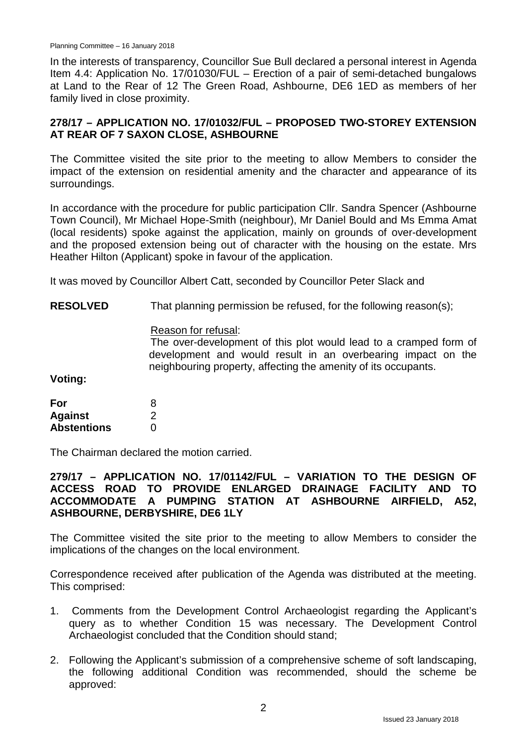In the interests of transparency, Councillor Sue Bull declared a personal interest in Agenda Item 4.4: Application No. 17/01030/FUL – Erection of a pair of semi-detached bungalows at Land to the Rear of 12 The Green Road, Ashbourne, DE6 1ED as members of her family lived in close proximity.

## 278/17 – APPLICATION NO. 17/01032/FUL – PROPOSED TWO-STOREY EXTENSION AT REAR OF 7 SAXON CLOSE, ASHBOURNE

The Committee visited the site prior to the meeting to allow Members to consider the impact of the extension on residential amenity and the character and appearance of its surroundings.

In accordance with the procedure for public participation Cllr. Sandra Spencer (Ashbourne Town Council), Mr Michael Hope-Smith (neighbour), Mr Daniel Bould and Ms Emma Amat (local residents) spoke against the application, mainly on grounds of over-development and the proposed extension being out of character with the housing on the estate. Mrs Heather Hilton (Applicant) spoke in favour of the application.

It was moved by Councillor Albert Catt, seconded by Councillor Peter Slack and

**RESOLVED** That planning permission be refused, for the following reason(s);

Reason for refusal:
The over-development of this plot would lead to a cramped form of development and would result in an overbearing impact on the neighbouring property, affecting the amenity of its occupants.

**Voting:**

| | |
|---|---|
| **For** | 8 |
| **Against** | 2 |
| **Abstentions** | 0 |

The Chairman declared the motion carried.

## 279/17 – APPLICATION NO. 17/01142/FUL – VARIATION TO THE DESIGN OF ACCESS ROAD TO PROVIDE ENLARGED DRAINAGE FACILITY AND TO ACCOMMODATE A PUMPING STATION AT ASHBOURNE AIRFIELD, A52, ASHBOURNE, DERBYSHIRE, DE6 1LY

The Committee visited the site prior to the meeting to allow Members to consider the implications of the changes on the local environment.

Correspondence received after publication of the Agenda was distributed at the meeting. This comprised:

1. Comments from the Development Control Archaeologist regarding the Applicant's query as to whether Condition 15 was necessary. The Development Control Archaeologist concluded that the Condition should stand;

2. Following the Applicant's submission of a comprehensive scheme of soft landscaping, the following additional Condition was recommended, should the scheme be approved: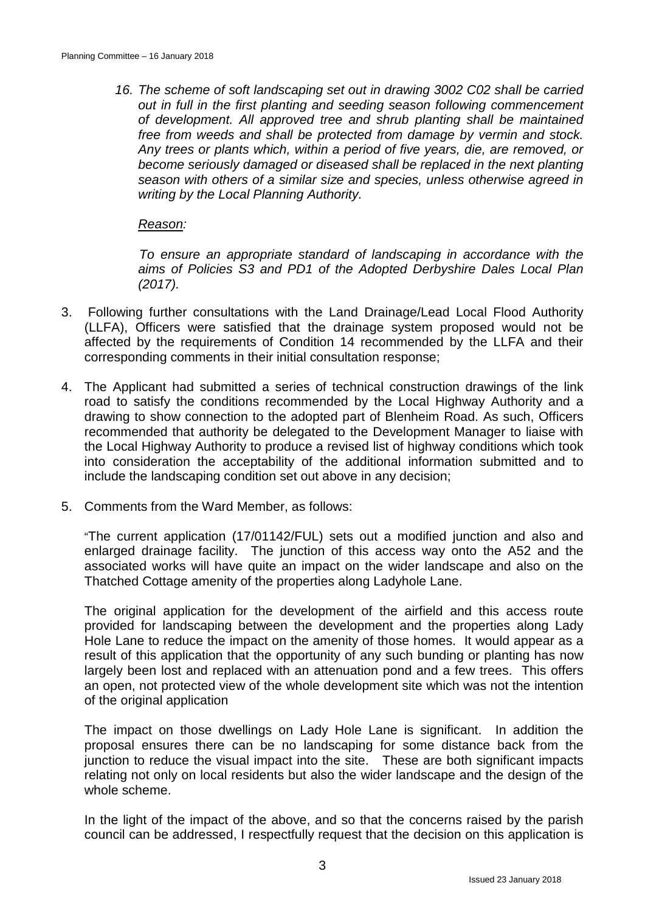*16. The scheme of soft landscaping set out in drawing 3002 C02 shall be carried out in full in the first planting and seeding season following commencement of development. All approved tree and shrub planting shall be maintained free from weeds and shall be protected from damage by vermin and stock. Any trees or plants which, within a period of five years, die, are removed, or become seriously damaged or diseased shall be replaced in the next planting season with others of a similar size and species, unless otherwise agreed in writing by the Local Planning Authority.*

*Reason:*

*To ensure an appropriate standard of landscaping in accordance with the aims of Policies S3 and PD1 of the Adopted Derbyshire Dales Local Plan (2017).*

3. Following further consultations with the Land Drainage/Lead Local Flood Authority (LLFA), Officers were satisfied that the drainage system proposed would not be affected by the requirements of Condition 14 recommended by the LLFA and their corresponding comments in their initial consultation response;

4. The Applicant had submitted a series of technical construction drawings of the link road to satisfy the conditions recommended by the Local Highway Authority and a drawing to show connection to the adopted part of Blenheim Road. As such, Officers recommended that authority be delegated to the Development Manager to liaise with the Local Highway Authority to produce a revised list of highway conditions which took into consideration the acceptability of the additional information submitted and to include the landscaping condition set out above in any decision;

5. Comments from the Ward Member, as follows:

"The current application (17/01142/FUL) sets out a modified junction and also and enlarged drainage facility. The junction of this access way onto the A52 and the associated works will have quite an impact on the wider landscape and also on the Thatched Cottage amenity of the properties along Ladyhole Lane.

The original application for the development of the airfield and this access route provided for landscaping between the development and the properties along Lady Hole Lane to reduce the impact on the amenity of those homes. It would appear as a result of this application that the opportunity of any such bunding or planting has now largely been lost and replaced with an attenuation pond and a few trees. This offers an open, not protected view of the whole development site which was not the intention of the original application

The impact on those dwellings on Lady Hole Lane is significant. In addition the proposal ensures there can be no landscaping for some distance back from the junction to reduce the visual impact into the site. These are both significant impacts relating not only on local residents but also the wider landscape and the design of the whole scheme.

In the light of the impact of the above, and so that the concerns raised by the parish council can be addressed, I respectfully request that the decision on this application is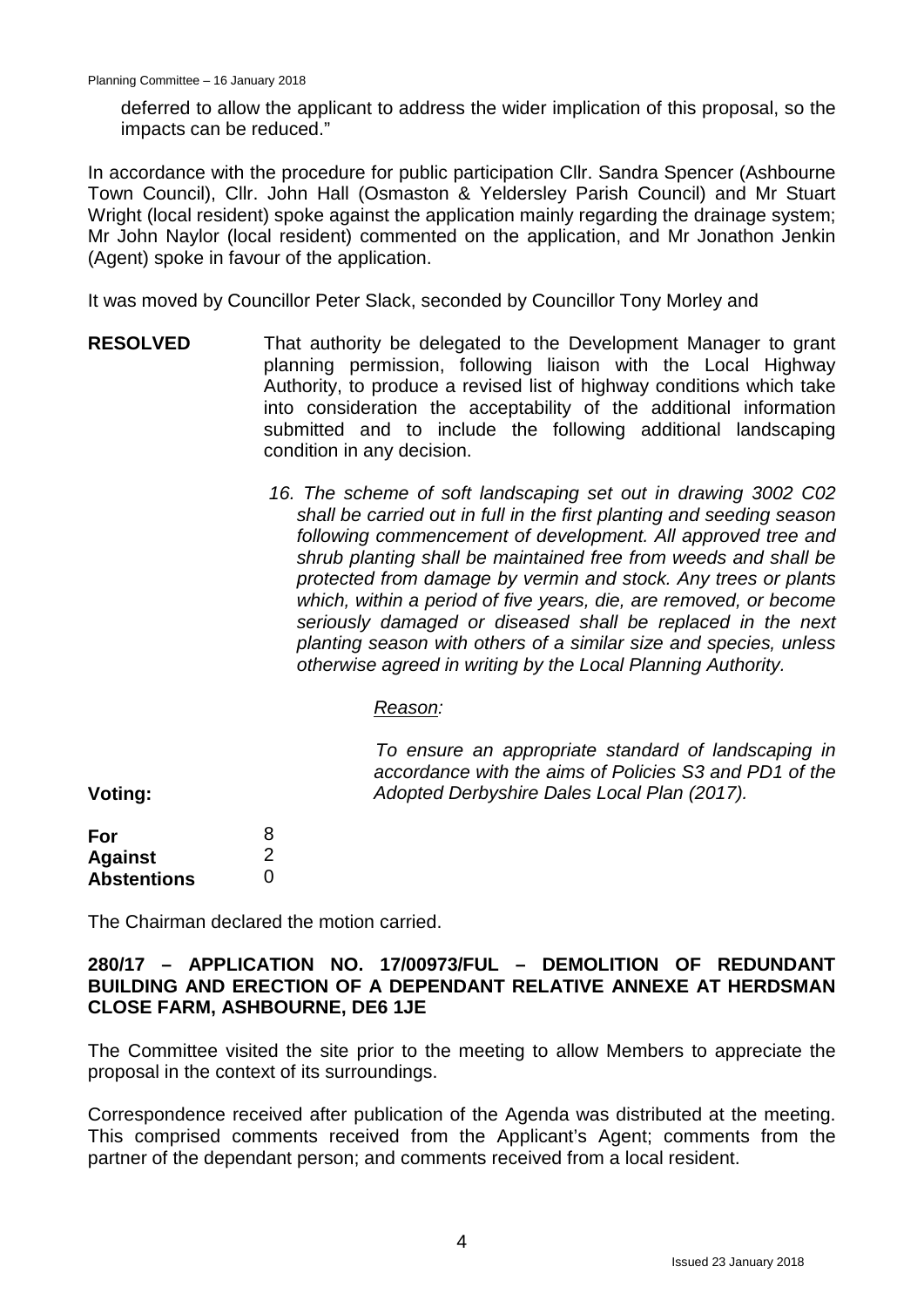deferred to allow the applicant to address the wider implication of this proposal, so the impacts can be reduced."

In accordance with the procedure for public participation Cllr. Sandra Spencer (Ashbourne Town Council), Cllr. John Hall (Osmaston & Yeldersley Parish Council) and Mr Stuart Wright (local resident) spoke against the application mainly regarding the drainage system; Mr John Naylor (local resident) commented on the application, and Mr Jonathon Jenkin (Agent) spoke in favour of the application.

It was moved by Councillor Peter Slack, seconded by Councillor Tony Morley and

**RESOLVED** That authority be delegated to the Development Manager to grant planning permission, following liaison with the Local Highway Authority, to produce a revised list of highway conditions which take into consideration the acceptability of the additional information submitted and to include the following additional landscaping condition in any decision.

*16. The scheme of soft landscaping set out in drawing 3002 C02 shall be carried out in full in the first planting and seeding season following commencement of development. All approved tree and shrub planting shall be maintained free from weeds and shall be protected from damage by vermin and stock. Any trees or plants which, within a period of five years, die, are removed, or become seriously damaged or diseased shall be replaced in the next planting season with others of a similar size and species, unless otherwise agreed in writing by the Local Planning Authority.*

*Reason:*

*To ensure an appropriate standard of landscaping in accordance with the aims of Policies S3 and PD1 of the Adopted Derbyshire Dales Local Plan (2017).*

**Voting:**

| | |
|---|---|
| **For** | 8 |
| **Against** | 2 |
| **Abstentions** | 0 |

The Chairman declared the motion carried.

**280/17 – APPLICATION NO. 17/00973/FUL – DEMOLITION OF REDUNDANT BUILDING AND ERECTION OF A DEPENDANT RELATIVE ANNEXE AT HERDSMAN CLOSE FARM, ASHBOURNE, DE6 1JE**

The Committee visited the site prior to the meeting to allow Members to appreciate the proposal in the context of its surroundings.

Correspondence received after publication of the Agenda was distributed at the meeting. This comprised comments received from the Applicant's Agent; comments from the partner of the dependant person; and comments received from a local resident.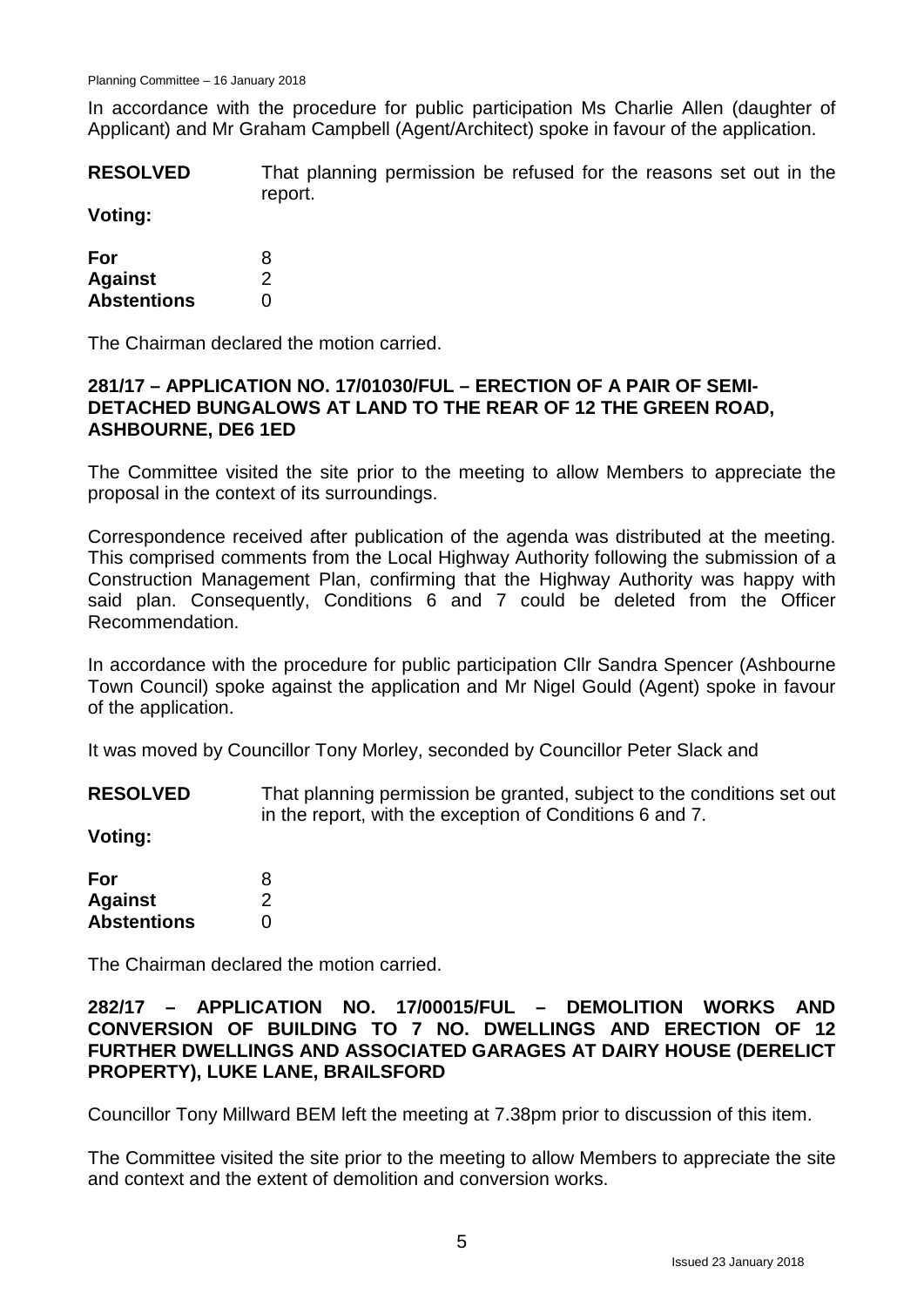In accordance with the procedure for public participation Ms Charlie Allen (daughter of Applicant) and Mr Graham Campbell (Agent/Architect) spoke in favour of the application.

**RESOLVED** That planning permission be refused for the reasons set out in the report.

**Voting:**

| | |
|---|---|
| **For** | 8 |
| **Against** | 2 |
| **Abstentions** | 0 |

The Chairman declared the motion carried.

**281/17 – APPLICATION NO. 17/01030/FUL – ERECTION OF A PAIR OF SEMI-DETACHED BUNGALOWS AT LAND TO THE REAR OF 12 THE GREEN ROAD, ASHBOURNE, DE6 1ED**

The Committee visited the site prior to the meeting to allow Members to appreciate the proposal in the context of its surroundings.

Correspondence received after publication of the agenda was distributed at the meeting. This comprised comments from the Local Highway Authority following the submission of a Construction Management Plan, confirming that the Highway Authority was happy with said plan. Consequently, Conditions 6 and 7 could be deleted from the Officer Recommendation.

In accordance with the procedure for public participation Cllr Sandra Spencer (Ashbourne Town Council) spoke against the application and Mr Nigel Gould (Agent) spoke in favour of the application.

It was moved by Councillor Tony Morley, seconded by Councillor Peter Slack and

**RESOLVED** That planning permission be granted, subject to the conditions set out in the report, with the exception of Conditions 6 and 7.

**Voting:**

| | |
|---|---|
| **For** | 8 |
| **Against** | 2 |
| **Abstentions** | 0 |

The Chairman declared the motion carried.

**282/17 – APPLICATION NO. 17/00015/FUL – DEMOLITION WORKS AND CONVERSION OF BUILDING TO 7 NO. DWELLINGS AND ERECTION OF 12 FURTHER DWELLINGS AND ASSOCIATED GARAGES AT DAIRY HOUSE (DERELICT PROPERTY), LUKE LANE, BRAILSFORD**

Councillor Tony Millward BEM left the meeting at 7.38pm prior to discussion of this item.

The Committee visited the site prior to the meeting to allow Members to appreciate the site and context and the extent of demolition and conversion works.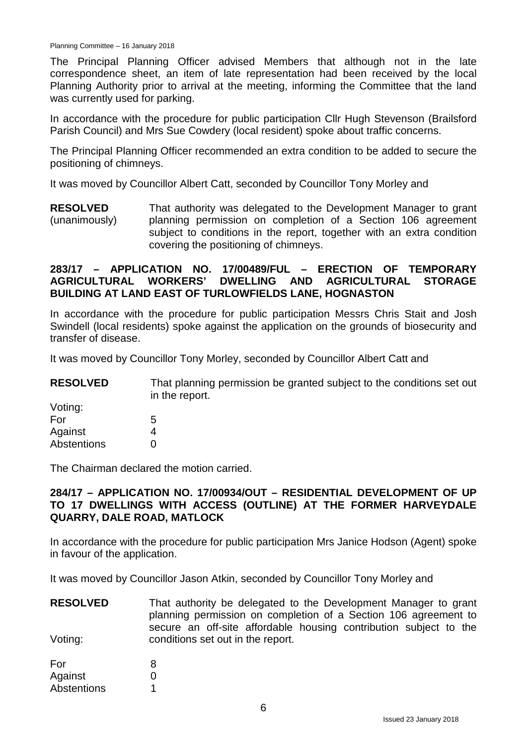The Principal Planning Officer advised Members that although not in the late correspondence sheet, an item of late representation had been received by the local Planning Authority prior to arrival at the meeting, informing the Committee that the land was currently used for parking.

In accordance with the procedure for public participation Cllr Hugh Stevenson (Brailsford Parish Council) and Mrs Sue Cowdery (local resident) spoke about traffic concerns.

The Principal Planning Officer recommended an extra condition to be added to secure the positioning of chimneys.

It was moved by Councillor Albert Catt, seconded by Councillor Tony Morley and

**RESOLVED** (unanimously) That authority was delegated to the Development Manager to grant planning permission on completion of a Section 106 agreement subject to conditions in the report, together with an extra condition covering the positioning of chimneys.

### 283/17 – APPLICATION NO. 17/00489/FUL – ERECTION OF TEMPORARY AGRICULTURAL WORKERS' DWELLING AND AGRICULTURAL STORAGE BUILDING AT LAND EAST OF TURLOWFIELDS LANE, HOGNASTON

In accordance with the procedure for public participation Messrs Chris Stait and Josh Swindell (local residents) spoke against the application on the grounds of biosecurity and transfer of disease.

It was moved by Councillor Tony Morley, seconded by Councillor Albert Catt and

**RESOLVED** That planning permission be granted subject to the conditions set out in the report.

Voting:

| | |
|---|---|
| For | 5 |
| Against | 4 |
| Abstentions | 0 |

The Chairman declared the motion carried.

### 284/17 – APPLICATION NO. 17/00934/OUT – RESIDENTIAL DEVELOPMENT OF UP TO 17 DWELLINGS WITH ACCESS (OUTLINE) AT THE FORMER HARVEYDALE QUARRY, DALE ROAD, MATLOCK

In accordance with the procedure for public participation Mrs Janice Hodson (Agent) spoke in favour of the application.

It was moved by Councillor Jason Atkin, seconded by Councillor Tony Morley and

**RESOLVED** That authority be delegated to the Development Manager to grant planning permission on completion of a Section 106 agreement to secure an off-site affordable housing contribution subject to the conditions set out in the report.

Voting:

| | |
|---|---|
| For | 8 |
| Against | 0 |
| Abstentions | 1 |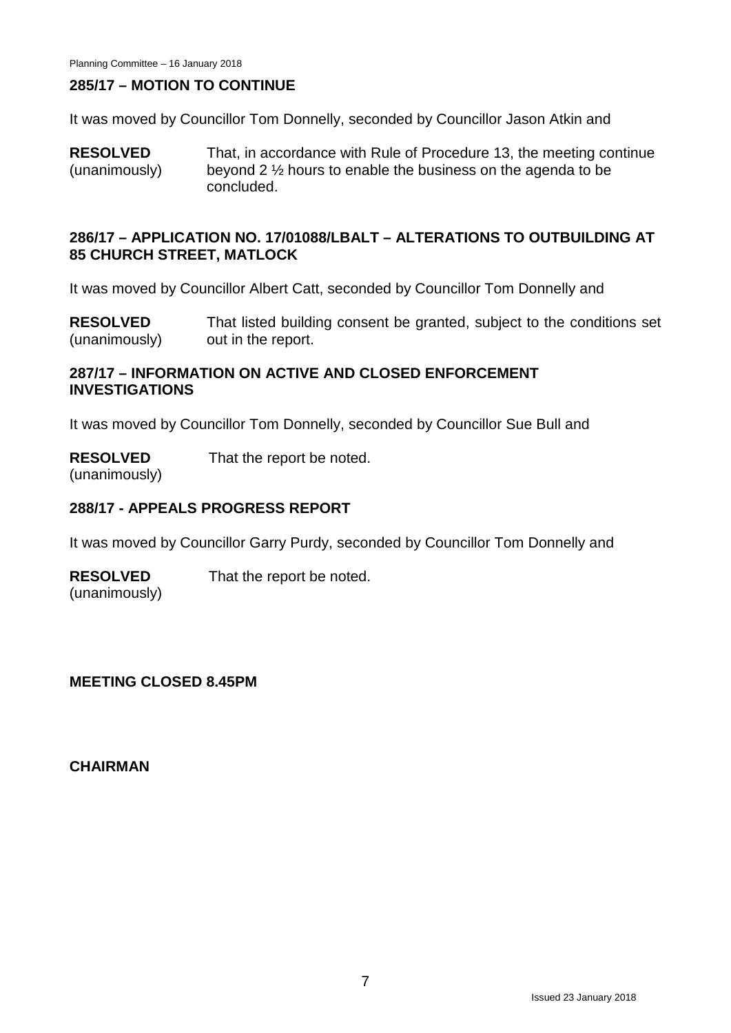## 285/17 – MOTION TO CONTINUE

It was moved by Councillor Tom Donnelly, seconded by Councillor Jason Atkin and

**RESOLVED** (unanimously) That, in accordance with Rule of Procedure 13, the meeting continue beyond 2 ½ hours to enable the business on the agenda to be concluded.

## 286/17 – APPLICATION NO. 17/01088/LBALT – ALTERATIONS TO OUTBUILDING AT 85 CHURCH STREET, MATLOCK

It was moved by Councillor Albert Catt, seconded by Councillor Tom Donnelly and

**RESOLVED** (unanimously) That listed building consent be granted, subject to the conditions set out in the report.

## 287/17 – INFORMATION ON ACTIVE AND CLOSED ENFORCEMENT INVESTIGATIONS

It was moved by Councillor Tom Donnelly, seconded by Councillor Sue Bull and

**RESOLVED** (unanimously) That the report be noted.

## 288/17 - APPEALS PROGRESS REPORT

It was moved by Councillor Garry Purdy, seconded by Councillor Tom Donnelly and

**RESOLVED** (unanimously) That the report be noted.

**MEETING CLOSED 8.45PM**

**CHAIRMAN**